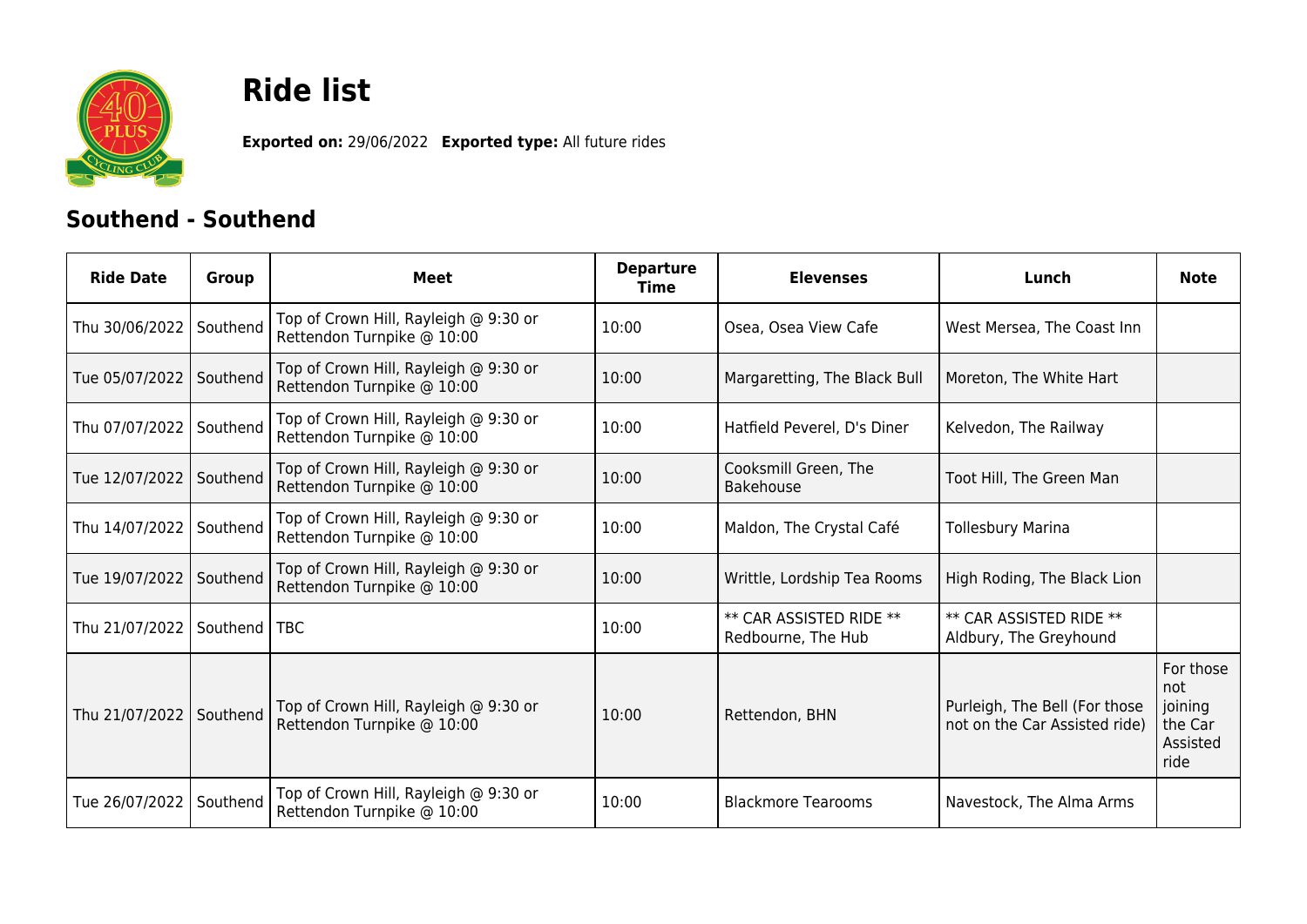# Ride list

**Exported on:** 29/06/2022 **Exported type:** All future rides

## Southend - Southend

| Ride Date | Group | Meet | Departure Time | Elevenses | Lunch | Note |
|---|---|---|---|---|---|---|
| Thu 30/06/2022 | Southend | Top of Crown Hill, Rayleigh @ 9:30 or Rettendon Turnpike @ 10:00 | 10:00 | Osea, Osea View Cafe | West Mersea, The Coast Inn | |
| Tue 05/07/2022 | Southend | Top of Crown Hill, Rayleigh @ 9:30 or Rettendon Turnpike @ 10:00 | 10:00 | Margaretting, The Black Bull | Moreton, The White Hart | |
| Thu 07/07/2022 | Southend | Top of Crown Hill, Rayleigh @ 9:30 or Rettendon Turnpike @ 10:00 | 10:00 | Hatfield Peverel, D's Diner | Kelvedon, The Railway | |
| Tue 12/07/2022 | Southend | Top of Crown Hill, Rayleigh @ 9:30 or Rettendon Turnpike @ 10:00 | 10:00 | Cooksmill Green, The Bakehouse | Toot Hill, The Green Man | |
| Thu 14/07/2022 | Southend | Top of Crown Hill, Rayleigh @ 9:30 or Rettendon Turnpike @ 10:00 | 10:00 | Maldon, The Crystal Café | Tollesbury Marina | |
| Tue 19/07/2022 | Southend | Top of Crown Hill, Rayleigh @ 9:30 or Rettendon Turnpike @ 10:00 | 10:00 | Writtle, Lordship Tea Rooms | High Roding, The Black Lion | |
| Thu 21/07/2022 | Southend | TBC | 10:00 | ** CAR ASSISTED RIDE ** Redbourne, The Hub | ** CAR ASSISTED RIDE ** Aldbury, The Greyhound | |
| Thu 21/07/2022 | Southend | Top of Crown Hill, Rayleigh @ 9:30 or Rettendon Turnpike @ 10:00 | 10:00 | Rettendon, BHN | Purleigh, The Bell (For those not on the Car Assisted ride) | For those not joining the Car Assisted ride |
| Tue 26/07/2022 | Southend | Top of Crown Hill, Rayleigh @ 9:30 or Rettendon Turnpike @ 10:00 | 10:00 | Blackmore Tearooms | Navestock, The Alma Arms | |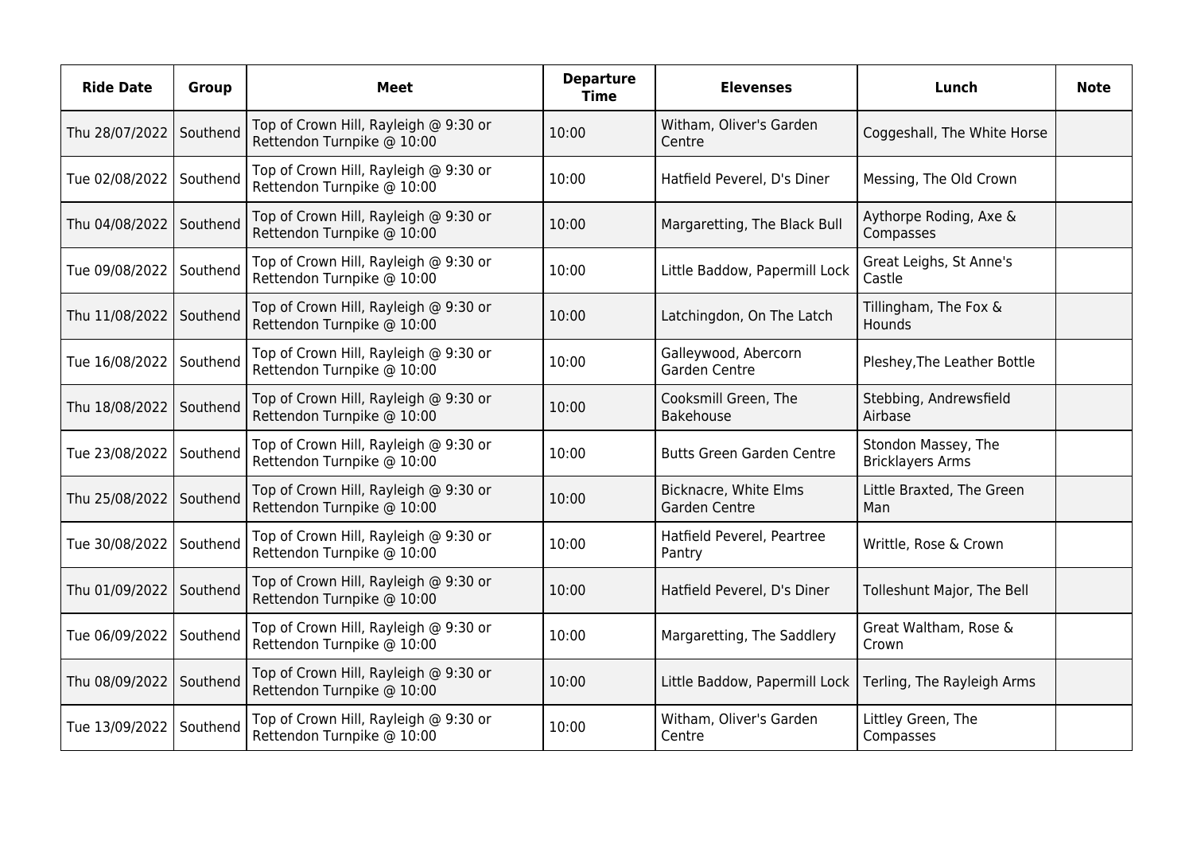| Ride Date | Group | Meet | Departure Time | Elevenses | Lunch | Note |
| --- | --- | --- | --- | --- | --- | --- |
| Thu 28/07/2022 | Southend | Top of Crown Hill, Rayleigh @ 9:30 or Rettendon Turnpike @ 10:00 | 10:00 | Witham, Oliver's Garden Centre | Coggeshall, The White Horse | |
| Tue 02/08/2022 | Southend | Top of Crown Hill, Rayleigh @ 9:30 or Rettendon Turnpike @ 10:00 | 10:00 | Hatfield Peverel, D's Diner | Messing, The Old Crown | |
| Thu 04/08/2022 | Southend | Top of Crown Hill, Rayleigh @ 9:30 or Rettendon Turnpike @ 10:00 | 10:00 | Margaretting, The Black Bull | Aythorpe Roding, Axe & Compasses | |
| Tue 09/08/2022 | Southend | Top of Crown Hill, Rayleigh @ 9:30 or Rettendon Turnpike @ 10:00 | 10:00 | Little Baddow, Papermill Lock | Great Leighs, St Anne's Castle | |
| Thu 11/08/2022 | Southend | Top of Crown Hill, Rayleigh @ 9:30 or Rettendon Turnpike @ 10:00 | 10:00 | Latchingdon, On The Latch | Tillingham, The Fox & Hounds | |
| Tue 16/08/2022 | Southend | Top of Crown Hill, Rayleigh @ 9:30 or Rettendon Turnpike @ 10:00 | 10:00 | Galleywood, Abercorn Garden Centre | Pleshey,The Leather Bottle | |
| Thu 18/08/2022 | Southend | Top of Crown Hill, Rayleigh @ 9:30 or Rettendon Turnpike @ 10:00 | 10:00 | Cooksmill Green, The Bakehouse | Stebbing, Andrewsfield Airbase | |
| Tue 23/08/2022 | Southend | Top of Crown Hill, Rayleigh @ 9:30 or Rettendon Turnpike @ 10:00 | 10:00 | Butts Green Garden Centre | Stondon Massey, The Bricklayers Arms | |
| Thu 25/08/2022 | Southend | Top of Crown Hill, Rayleigh @ 9:30 or Rettendon Turnpike @ 10:00 | 10:00 | Bicknacre, White Elms Garden Centre | Little Braxted, The Green Man | |
| Tue 30/08/2022 | Southend | Top of Crown Hill, Rayleigh @ 9:30 or Rettendon Turnpike @ 10:00 | 10:00 | Hatfield Peverel, Peartree Pantry | Writtle, Rose & Crown | |
| Thu 01/09/2022 | Southend | Top of Crown Hill, Rayleigh @ 9:30 or Rettendon Turnpike @ 10:00 | 10:00 | Hatfield Peverel, D's Diner | Tolleshunt Major, The Bell | |
| Tue 06/09/2022 | Southend | Top of Crown Hill, Rayleigh @ 9:30 or Rettendon Turnpike @ 10:00 | 10:00 | Margaretting, The Saddlery | Great Waltham, Rose & Crown | |
| Thu 08/09/2022 | Southend | Top of Crown Hill, Rayleigh @ 9:30 or Rettendon Turnpike @ 10:00 | 10:00 | Little Baddow, Papermill Lock | Terling, The Rayleigh Arms | |
| Tue 13/09/2022 | Southend | Top of Crown Hill, Rayleigh @ 9:30 or Rettendon Turnpike @ 10:00 | 10:00 | Witham, Oliver's Garden Centre | Littley Green, The Compasses | |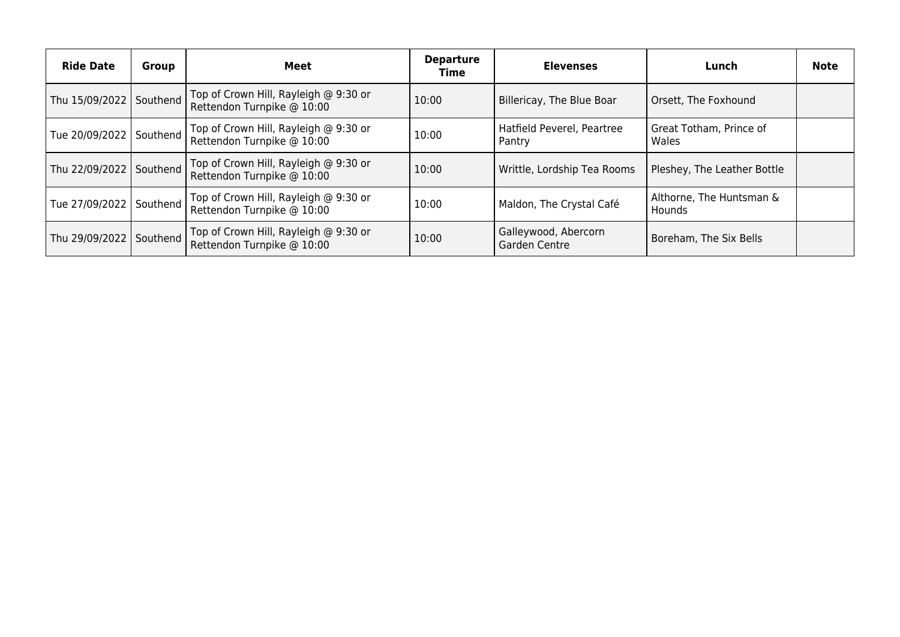| Ride Date | Group | Meet | Departure Time | Elevenses | Lunch | Note |
|---|---|---|---|---|---|---|
| Thu 15/09/2022 | Southend | Top of Crown Hill, Rayleigh @ 9:30 or Rettendon Turnpike @ 10:00 | 10:00 | Billericay, The Blue Boar | Orsett, The Foxhound | |
| Tue 20/09/2022 | Southend | Top of Crown Hill, Rayleigh @ 9:30 or Rettendon Turnpike @ 10:00 | 10:00 | Hatfield Peverel, Peartree Pantry | Great Totham, Prince of Wales | |
| Thu 22/09/2022 | Southend | Top of Crown Hill, Rayleigh @ 9:30 or Rettendon Turnpike @ 10:00 | 10:00 | Writtle, Lordship Tea Rooms | Pleshey, The Leather Bottle | |
| Tue 27/09/2022 | Southend | Top of Crown Hill, Rayleigh @ 9:30 or Rettendon Turnpike @ 10:00 | 10:00 | Maldon, The Crystal Café | Althorne, The Huntsman & Hounds | |
| Thu 29/09/2022 | Southend | Top of Crown Hill, Rayleigh @ 9:30 or Rettendon Turnpike @ 10:00 | 10:00 | Galleywood, Abercorn Garden Centre | Boreham, The Six Bells | |